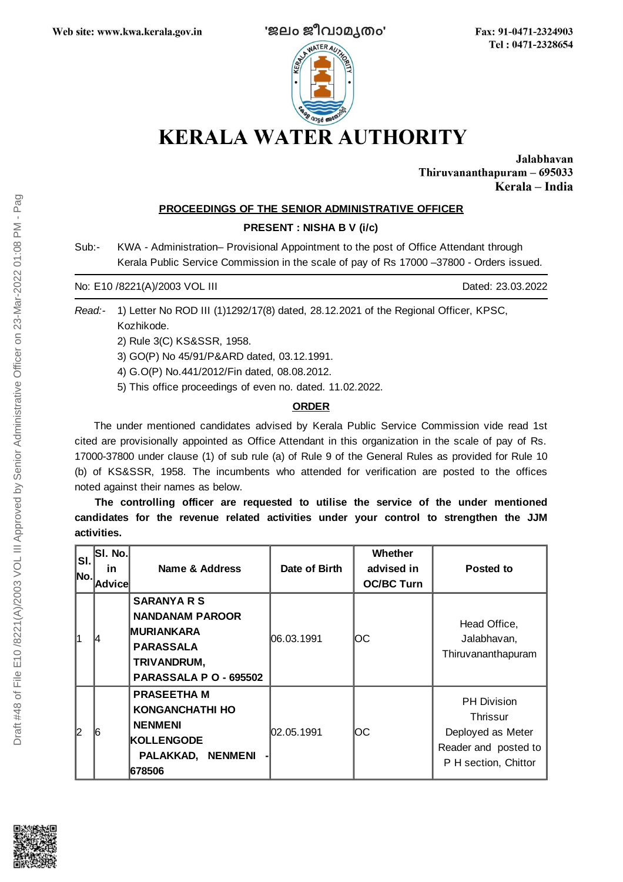Web site: www.kwa.kerala.gov.in 'ജലം ജീവാമൃതം' Fax: 91-0471-2324903
Tel : 0471-2328654

# KERALA WATER AUTHORITY

**Jalabhavan**
**Thiruvananthapuram – 695033**
**Kerala – India**

**PROCEEDINGS OF THE SENIOR ADMINISTRATIVE OFFICER**

**PRESENT : NISHA B V (i/c)**

Sub:- KWA - Administration– Provisional Appointment to the post of Office Attendant through Kerala Public Service Commission in the scale of pay of Rs 17000 –37800 - Orders issued.

No: E10 /8221(A)/2003 VOL III Dated: 23.03.2022

*Read:-* 1) Letter No ROD III (1)1292/17(8) dated, 28.12.2021 of the Regional Officer, KPSC, Kozhikode.
2) Rule 3(C) KS&SSR, 1958.
3) GO(P) No 45/91/P&ARD dated, 03.12.1991.
4) G.O(P) No.441/2012/Fin dated, 08.08.2012.
5) This office proceedings of even no. dated. 11.02.2022.

**ORDER**

The under mentioned candidates advised by Kerala Public Service Commission vide read 1st cited are provisionally appointed as Office Attendant in this organization in the scale of pay of Rs. 17000-37800 under clause (1) of sub rule (a) of Rule 9 of the General Rules as provided for Rule 10 (b) of KS&SSR, 1958. The incumbents who attended for verification are posted to the offices noted against their names as below.

**The controlling officer are requested to utilise the service of the under mentioned candidates for the revenue related activities under your control to strengthen the JJM activities.**

| Sl. No. | Sl. No. in Advice | Name & Address | Date of Birth | Whether advised in OC/BC Turn | Posted to |
|---|---|---|---|---|---|
| 1 | 4 | **SARANYA R S NANDANAM PAROOR MURIANKARA PARASSALA TRIVANDRUM, PARASSALA P O - 695502** | 06.03.1991 | OC | Head Office, Jalabhavan, Thiruvananthapuram |
| 2 | 6 | **PRASEETHA M KONGANCHATHI HO NENMENI KOLLENGODE PALAKKAD, NENMENI - 678506** | 02.05.1991 | OC | PH Division Thrissur Deployed as Meter Reader and posted to P H section, Chittor |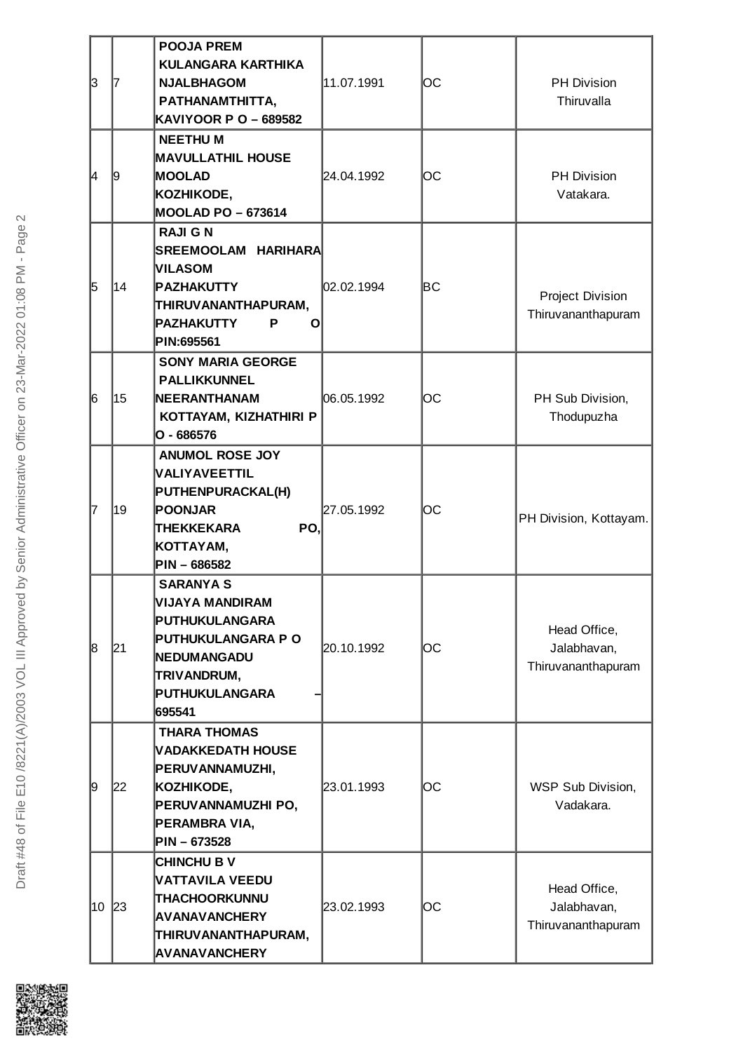| | | | | | |
|---|---|---|---|---|---|
| 3 | 7 | **POOJA PREM KULANGARA KARTHIKA NJALBHAGOM PATHANAMTHITTA, KAVIYOOR P O – 689582** | 11.07.1991 | OC | PH Division Thiruvalla |
| 4 | 9 | **NEETHU M MAVULLATHIL HOUSE MOOLAD KOZHIKODE, MOOLAD PO – 673614** | 24.04.1992 | OC | PH Division Vatakara. |
| 5 | 14 | **RAJI G N SREEMOOLAM HARIHARA VILASOM PAZHAKUTTY THIRUVANANTHAPURAM, PAZHAKUTTY P O PIN:695561** | 02.02.1994 | BC | Project Division Thiruvananthapuram |
| 6 | 15 | **SONY MARIA GEORGE PALLIKKUNNEL NEERANTHANAM KOTTAYAM, KIZHATHIRI P O - 686576** | 06.05.1992 | OC | PH Sub Division, Thodupuzha |
| 7 | 19 | **ANUMOL ROSE JOY VALIYAVEETTIL PUTHENPURACKAL(H) POONJAR THEKKEKARA PO, KOTTAYAM, PIN – 686582** | 27.05.1992 | OC | PH Division, Kottayam. |
| 8 | 21 | **SARANYA S VIJAYA MANDIRAM PUTHUKULANGARA PUTHUKULANGARA P O NEDUMANGADU TRIVANDRUM, PUTHUKULANGARA – 695541** | 20.10.1992 | OC | Head Office, Jalabhavan, Thiruvananthapuram |
| 9 | 22 | **THARA THOMAS VADAKKEDATH HOUSE PERUVANNAMUZHI, KOZHIKODE, PERUVANNAMUZHI PO, PERAMBRA VIA, PIN – 673528** | 23.01.1993 | OC | WSP Sub Division, Vadakara. |
| 10 | 23 | **CHINCHU B V VATTAVILA VEEDU THACHOORKUNNU AVANAVANCHERY THIRUVANANTHAPURAM, AVANAVANCHERY** | 23.02.1993 | OC | Head Office, Jalabhavan, Thiruvananthapuram |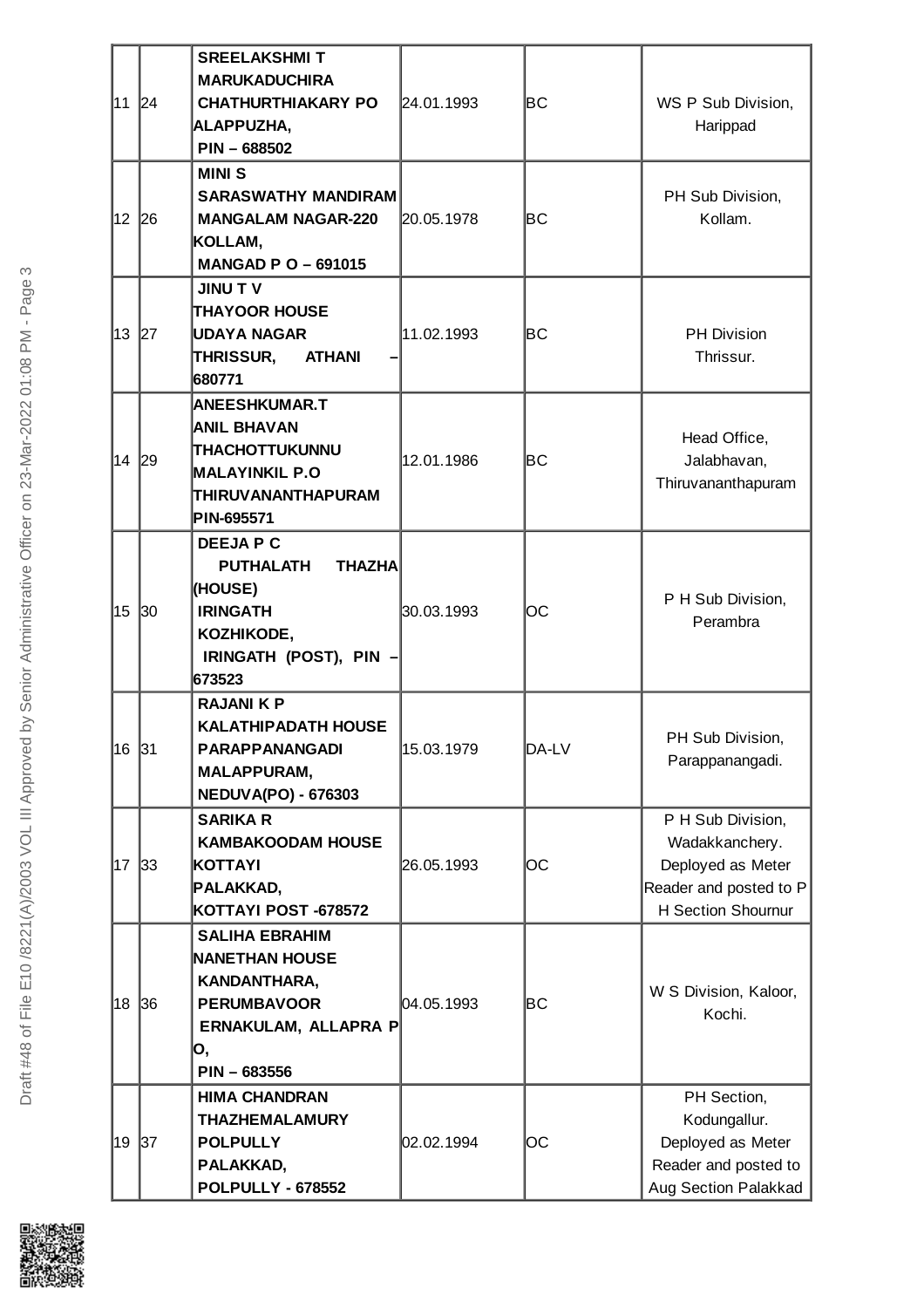| | | | | | |
|---|---|---|---|---|---|
| 11 | 24 | **SREELAKSHMI T MARUKADUCHIRA CHATHURTHIAKARY PO ALAPPUZHA, PIN – 688502** | 24.01.1993 | BC | WS P Sub Division, Harippad |
| 12 | 26 | **MINI S SARASWATHY MANDIRAM MANGALAM NAGAR-220 KOLLAM, MANGAD P O – 691015** | 20.05.1978 | BC | PH Sub Division, Kollam. |
| 13 | 27 | **JINU T V THAYOOR HOUSE UDAYA NAGAR THRISSUR, ATHANI – 680771** | 11.02.1993 | BC | PH Division Thrissur. |
| 14 | 29 | **ANEESHKUMAR.T ANIL BHAVAN THACHOTTUKUNNU MALAYINKIL P.O THIRUVANANTHAPURAM PIN-695571** | 12.01.1986 | BC | Head Office, Jalabhavan, Thiruvananthapuram |
| 15 | 30 | **DEEJA P C PUTHALATH THAZHA (HOUSE) IRINGATH KOZHIKODE, IRINGATH (POST), PIN – 673523** | 30.03.1993 | OC | P H Sub Division, Perambra |
| 16 | 31 | **RAJANI K P KALATHIPADATH HOUSE PARAPPANANGADI MALAPPURAM, NEDUVA(PO) - 676303** | 15.03.1979 | DA-LV | PH Sub Division, Parappanangadi. |
| 17 | 33 | **SARIKA R KAMBAKOODAM HOUSE KOTTAYI PALAKKAD, KOTTAYI POST -678572** | 26.05.1993 | OC | P H Sub Division, Wadakkanchery. Deployed as Meter Reader and posted to P H Section Shournur |
| 18 | 36 | **SALIHA EBRAHIM NANETHAN HOUSE KANDANTHARA, PERUMBAVOOR ERNAKULAM, ALLAPRA P O, PIN – 683556** | 04.05.1993 | BC | W S Division, Kaloor, Kochi. |
| 19 | 37 | **HIMA CHANDRAN THAZHEMALAMURY POLPULLY PALAKKAD, POLPULLY - 678552** | 02.02.1994 | OC | PH Section, Kodungallur. Deployed as Meter Reader and posted to Aug Section Palakkad |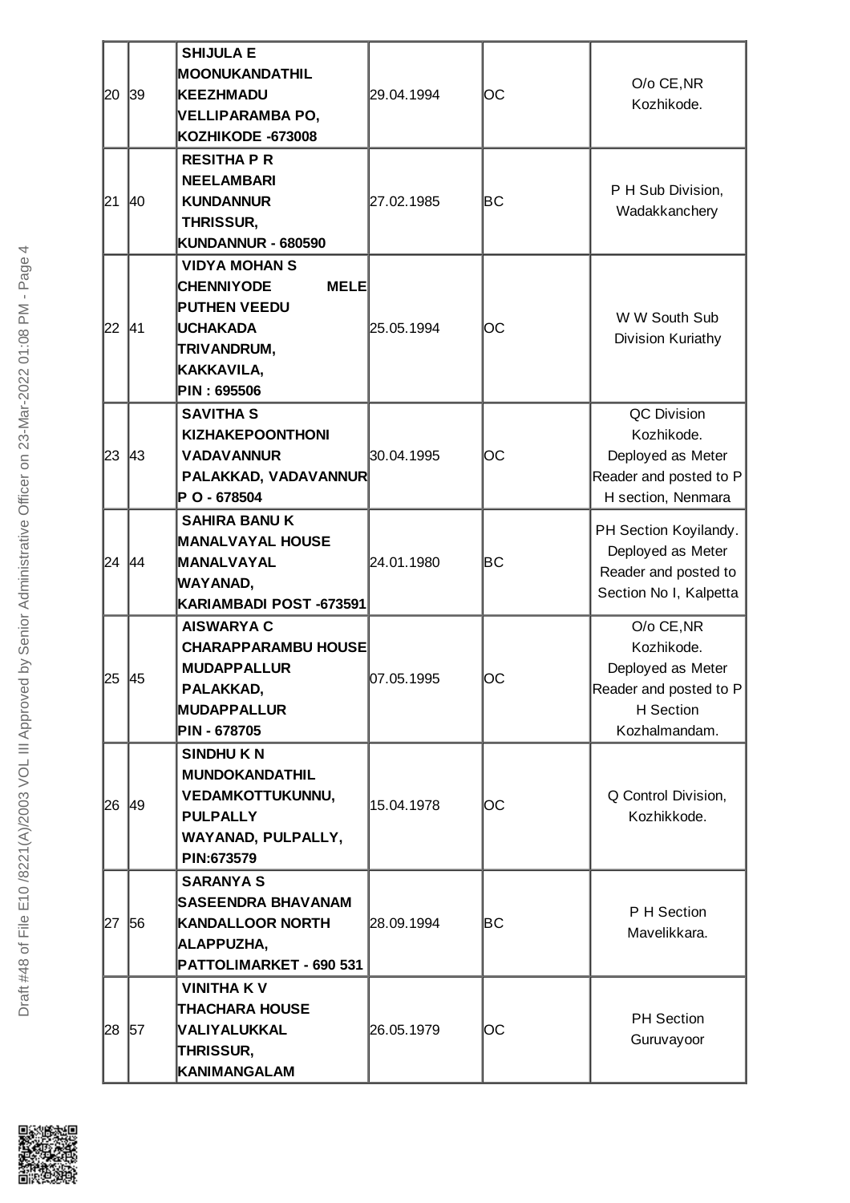| | | | | | |
|---|---|---|---|---|---|
| 20 | 39 | **SHIJULA E MOONUKANDATHIL KEEZHMADU VELLIPARAMBA PO, KOZHIKODE -673008** | 29.04.1994 | OC | O/o CE,NR Kozhikode. |
| 21 | 40 | **RESITHA P R NEELAMBARI KUNDANNUR THRISSUR, KUNDANNUR - 680590** | 27.02.1985 | BC | P H Sub Division, Wadakkanchery |
| 22 | 41 | **VIDYA MOHAN S CHENNIYODE MELE PUTHEN VEEDU UCHAKADA TRIVANDRUM, KAKKAVILA, PIN : 695506** | 25.05.1994 | OC | W W South Sub Division Kuriathy |
| 23 | 43 | **SAVITHA S KIZHAKEPOONTHONI VADAVANNUR PALAKKAD, VADAVANNUR P O - 678504** | 30.04.1995 | OC | QC Division Kozhikode. Deployed as Meter Reader and posted to P H section, Nenmara |
| 24 | 44 | **SAHIRA BANU K MANALVAYAL HOUSE MANALVAYAL WAYANAD, KARIAMBADI POST -673591** | 24.01.1980 | BC | PH Section Koyilandy. Deployed as Meter Reader and posted to Section No I, Kalpetta |
| 25 | 45 | **AISWARYA C CHARAPPARAMBU HOUSE MUDAPPALLUR PALAKKAD, MUDAPPALLUR PIN - 678705** | 07.05.1995 | OC | O/o CE,NR Kozhikode. Deployed as Meter Reader and posted to P H Section Kozhalmandam. |
| 26 | 49 | **SINDHU K N MUNDOKANDATHIL VEDAMKOTTUKUNNU, PULPALLY WAYANAD, PULPALLY, PIN:673579** | 15.04.1978 | OC | Q Control Division, Kozhikkode. |
| 27 | 56 | **SARANYA S SASEENDRA BHAVANAM KANDALLOOR NORTH ALAPPUZHA, PATTOLIMARKET - 690 531** | 28.09.1994 | BC | P H Section Mavelikkara. |
| 28 | 57 | **VINITHA K V THACHARA HOUSE VALIYALUKKAL THRISSUR, KANIMANGALAM** | 26.05.1979 | OC | PH Section Guruvayoor |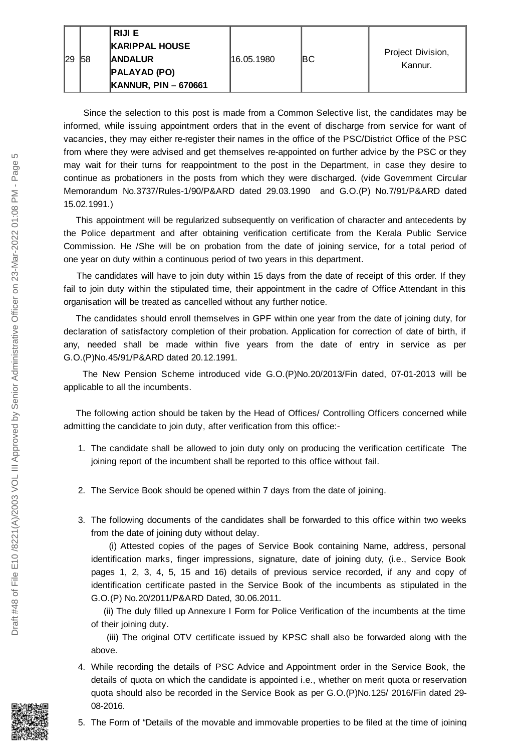| 29 | 58 | **RIJI E**<br>**KARIPPAL HOUSE**<br>**ANDALUR**<br>**PALAYAD (PO)**<br>**KANNUR, PIN – 670661** | 16.05.1980 | BC | Project Division, Kannur. |
|---|---|---|---|---|---|

Since the selection to this post is made from a Common Selective list, the candidates may be informed, while issuing appointment orders that in the event of discharge from service for want of vacancies, they may either re-register their names in the office of the PSC/District Office of the PSC from where they were advised and get themselves re-appointed on further advice by the PSC or they may wait for their turns for reappointment to the post in the Department, in case they desire to continue as probationers in the posts from which they were discharged. (vide Government Circular Memorandum No.3737/Rules-1/90/P&ARD dated 29.03.1990 and G.O.(P) No.7/91/P&ARD dated 15.02.1991.)

This appointment will be regularized subsequently on verification of character and antecedents by the Police department and after obtaining verification certificate from the Kerala Public Service Commission. He /She will be on probation from the date of joining service, for a total period of one year on duty within a continuous period of two years in this department.

The candidates will have to join duty within 15 days from the date of receipt of this order. If they fail to join duty within the stipulated time, their appointment in the cadre of Office Attendant in this organisation will be treated as cancelled without any further notice.

The candidates should enroll themselves in GPF within one year from the date of joining duty, for declaration of satisfactory completion of their probation. Application for correction of date of birth, if any, needed shall be made within five years from the date of entry in service as per G.O.(P)No.45/91/P&ARD dated 20.12.1991.

The New Pension Scheme introduced vide G.O.(P)No.20/2013/Fin dated, 07-01-2013 will be applicable to all the incumbents.

The following action should be taken by the Head of Offices/ Controlling Officers concerned while admitting the candidate to join duty, after verification from this office:-

1. The candidate shall be allowed to join duty only on producing the verification certificate The joining report of the incumbent shall be reported to this office without fail.

2. The Service Book should be opened within 7 days from the date of joining.

3. The following documents of the candidates shall be forwarded to this office within two weeks from the date of joining duty without delay.

   (i) Attested copies of the pages of Service Book containing Name, address, personal identification marks, finger impressions, signature, date of joining duty, (i.e., Service Book pages 1, 2, 3, 4, 5, 15 and 16) details of previous service recorded, if any and copy of identification certificate pasted in the Service Book of the incumbents as stipulated in the G.O.(P) No.20/2011/P&ARD Dated, 30.06.2011.

   (ii) The duly filled up Annexure I Form for Police Verification of the incumbents at the time of their joining duty.

   (iii) The original OTV certificate issued by KPSC shall also be forwarded along with the above.

4. While recording the details of PSC Advice and Appointment order in the Service Book, the details of quota on which the candidate is appointed i.e., whether on merit quota or reservation quota should also be recorded in the Service Book as per G.O.(P)No.125/ 2016/Fin dated 29-08-2016.

5. The Form of “Details of the movable and immovable properties to be filed at the time of joining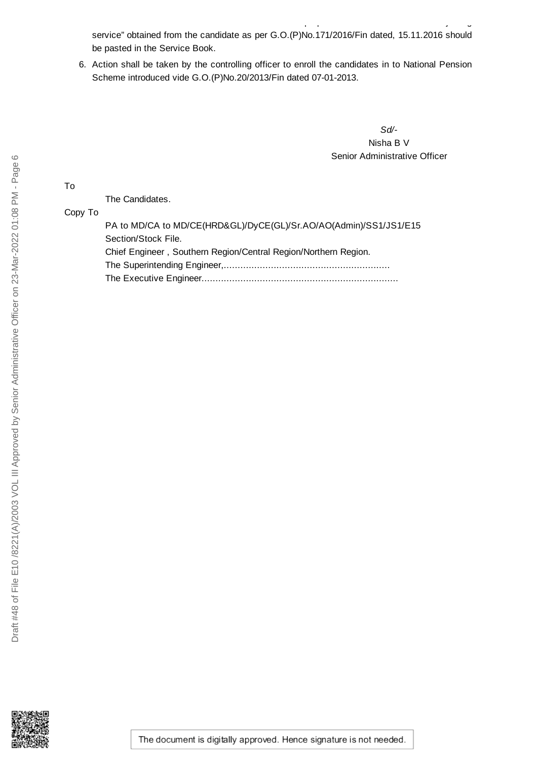service" obtained from the candidate as per G.O.(P)No.171/2016/Fin dated, 15.11.2016 should be pasted in the Service Book.

6. Action shall be taken by the controlling officer to enroll the candidates in to National Pension Scheme introduced vide G.O.(P)No.20/2013/Fin dated 07-01-2013.

*Sd/-*
Nisha B V
Senior Administrative Officer

To

The Candidates.

Copy To

PA to MD/CA to MD/CE(HRD&GL)/DyCE(GL)/Sr.AO/AO(Admin)/SS1/JS1/E15 Section/Stock File.
Chief Engineer , Southern Region/Central Region/Northern Region.
The Superintending Engineer,………………………………………………….
The Executive Engineer……………………………………………………………

The document is digitally approved. Hence signature is not needed.